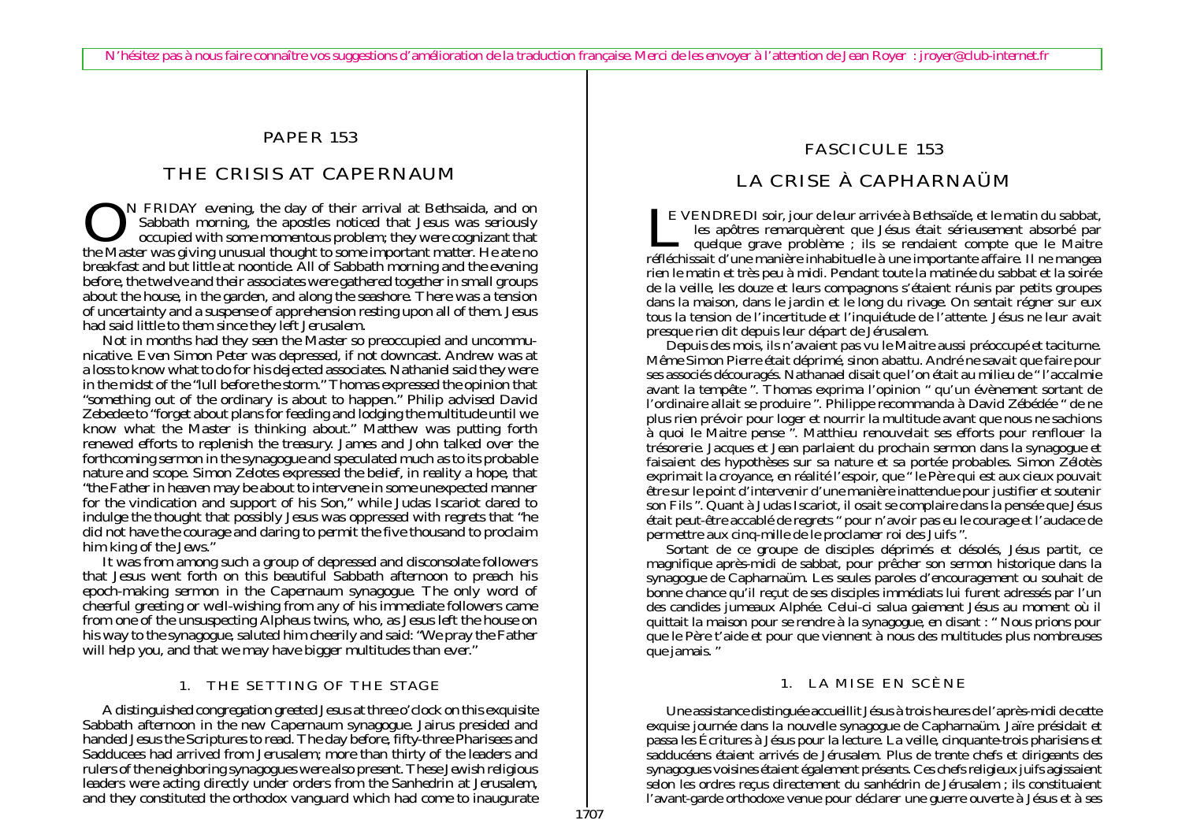N'hésitez pas à nous faire connaître vos suggestions d'amélioration de la traduction française. Merci de les envoyer à l'attention de Jean Royer : jroyer@club-internet.fr

# PAPER 153

# THE CRISIS AT CAPERNAUM

ON FRIDAY evening, the day of their arrival at Bethsaida, and on Sabbath morning, the apostles noticed that Jesus was seriously occupied with some momentous problem; they were cognizant that the Master was giving unusual thought to some important matter. He ate no breakfast and but little at noontide. All of Sabbath morning and the evening before, the twelve and their associates were gathered together in small groups about the house, in the garden, and along the seashore. There was a tension of uncertainty and a suspense of apprehension resting upon all of them. Jesus had said little to them since they left Jerusalem.

Not in months had they seen the Master so preoccupied and uncommunicative. Even Simon Peter was depressed, if not downcast. Andrew was at a loss to know what to do for his dejected associates. Nathaniel said they were in the midst of the "lull before the storm." Thomas expressed the opinion that "something out of the ordinary is about to happen." Philip advised David Zebedee to "forget about plans for feeding and lodging the multitude until we know what the Master is thinking about." Matthew was putting forth renewed efforts to replenish the treasury. James and John talked over the forthcoming sermon in the synagogue and speculated much as to its probable nature and scope. Simon Zelotes expressed the belief, in reality a hope, that "the Father in heaven may be about to intervene in some unexpected manner for the vindication and support of his Son," while Judas Iscariot dared to indulge the thought that possibly Jesus was oppressed with regrets that "he did not have the courage and daring to permit the five thousand to proclaim him king of the Jews."

It was from among such a group of depressed and disconsolate followers that Jesus went forth on this beautiful Sabbath afternoon to preach his epoch-making sermon in the Capernaum synagogue. The only word of cheerful greeting or well-wishing from any of his immediate followers came from one of the unsuspecting Alpheus twins, who, as Jesus left the house on his way to the synagogue, saluted him cheerily and said: "We pray the Father will help you, and that we may have bigger multitudes than ever."

## 1. THE SETTING OF THE STAGE

A distinguished congregation greeted Jesus at three o'clock on this exquisite Sabbath afternoon in the new Capernaum synagogue. Jairus presided and handed Jesus the Scriptures to read. The day before, fifty-three Pharisees and Sadducees had arrived from Jerusalem; more than thirty of the leaders and rulers of the neighboring synagogues were also present. These Jewish religious leaders were acting directly under orders from the Sanhedrin at Jerusalem, and they constituted the orthodox vanguard which had come to inaugurate

# FASCICULE 153

# LA CRISE À CAPHARNAÜM

LE VENDREDI soir, jour de leur arrivée à Bethsaïde, et le matin du sabbat, les apôtres remarquèrent que Jésus était sérieusement absorbé par quelque grave problème ; ils se rendaient compte que le Maitre réfléchissait d'une manière inhabituelle à une importante affaire. Il ne mangea rien le matin et très peu à midi. Pendant toute la matinée du sabbat et la soirée de la veille, les douze et leurs compagnons s'étaient réunis par petits groupes dans la maison, dans le jardin et le long du rivage. On sentait régner sur eux tous la tension de l'incertitude et l'inquiétude de l'attente. Jésus ne leur avait presque rien dit depuis leur départ de Jérusalem.

Depuis des mois, ils n'avaient pas vu le Maitre aussi préoccupé et taciturne. Même Simon Pierre était déprimé, sinon abattu. André ne savait que faire pour ses associés découragés. Nathanael disait que l'on était au milieu de " l'accalmie avant la tempête ". Thomas exprima l'opinion " qu'un évènement sortant de l'ordinaire allait se produire ". Philippe recommanda à David Zébédée " de ne plus rien prévoir pour loger et nourrir la multitude avant que nous ne sachions à quoi le Maitre pense ". Matthieu renouvelait ses efforts pour renflouer la trésorerie. Jacques et Jean parlaient du prochain sermon dans la synagogue et faisaient des hypothèses sur sa nature et sa portée probables. Simon Zélotès exprimait la croyance, en réalité l'espoir, que " le Père qui est aux cieux pouvait être sur le point d'intervenir d'une manière inattendue pour justifier et soutenir son Fils ". Quant à Judas Iscariot, il osait se complaire dans la pensée que Jésus était peut-être accablé de regrets " pour n'avoir pas eu le courage et l'audace de permettre aux cinq-mille de le proclamer roi des Juifs ".

Sortant de ce groupe de disciples déprimés et désolés, Jésus partit, ce magnifique après-midi de sabbat, pour prêcher son sermon historique dans la synagogue de Capharnaüm. Les seules paroles d'encouragement ou souhait de bonne chance qu'il reçut de ses disciples immédiats lui furent adressés par l'un des candides jumeaux Alphée. Celui-ci salua gaiement Jésus au moment où il quittait la maison pour se rendre à la synagogue, en disant : " Nous prions pour que le Père t'aide et pour que viennent à nous des multitudes plus nombreuses que jamais. "

## 1. LA MISE EN SCÈNE

Une assistance distinguée accueillit Jésus à trois heures de l'après-midi de cette exquise journée dans la nouvelle synagogue de Capharnaüm. Jaïre présidait et passa les Écritures à Jésus pour la lecture. La veille, cinquante-trois pharisiens et sadducéens étaient arrivés de Jérusalem. Plus de trente chefs et dirigeants des synagogues voisines étaient également présents. Ces chefs religieux juifs agissaient selon les ordres reçus directement du sanhédrin de Jérusalem ; ils constituaient l'avant-garde orthodoxe venue pour déclarer une guerre ouverte à Jésus et à ses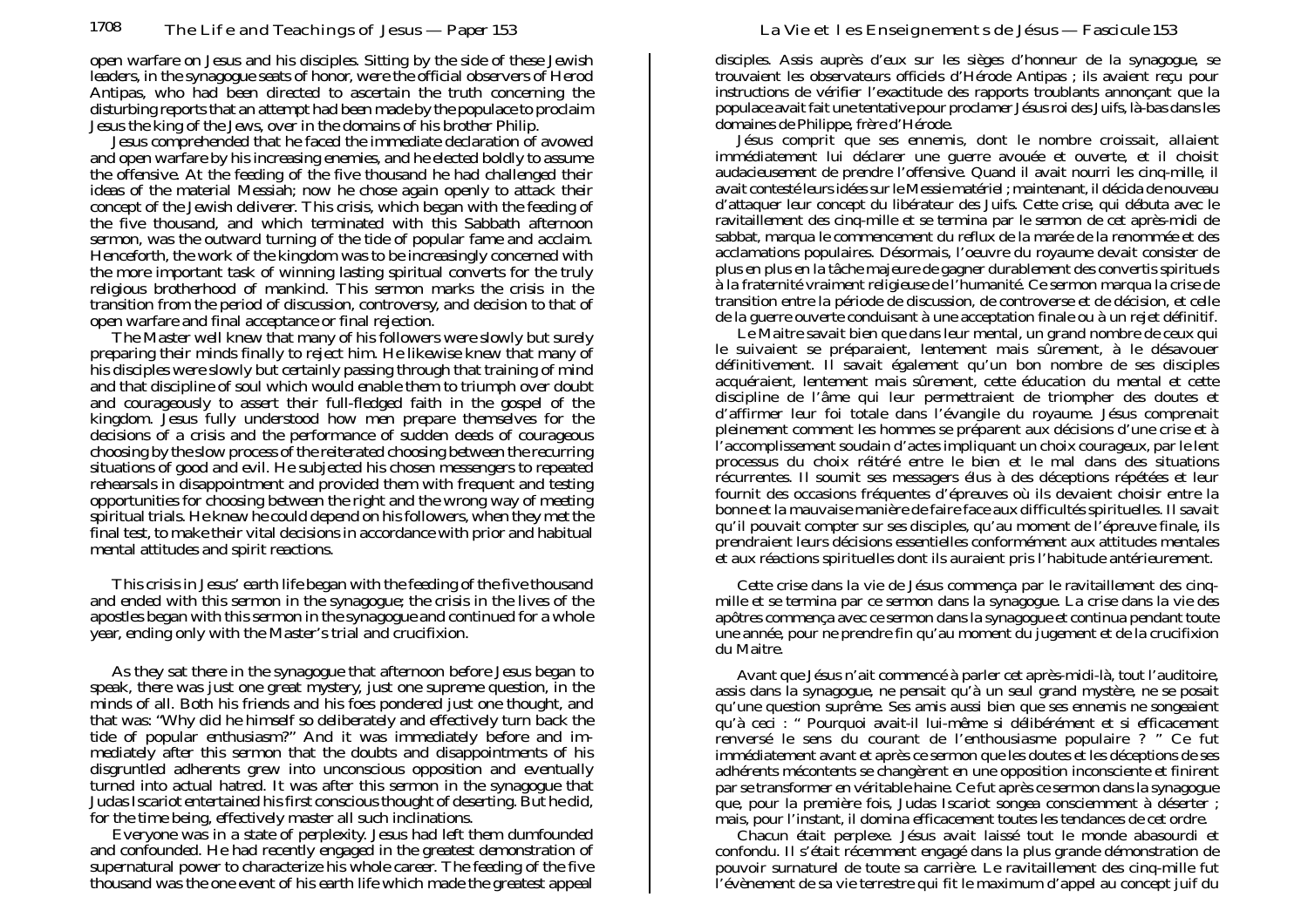open warfare on Jesus and his disciples. Sitting by the side of these Jewish leaders, in the synagogue seats of honor, were the official observers of Herod Antipas, who had been directed to ascertain the truth concerning the disturbing reports that an attempt had been made by the populace to proclaim Jesus the king of the Jews, over in the domains of his brother Philip.

Jesus comprehended that he faced the immediate declaration of avowed and open warfare by his increasing enemies, and he elected boldly to assume the offensive. At the feeding of the five thousand he had challenged their ideas of the material Messiah; now he chose again openly to attack their concept of the Jewish deliverer. This crisis, which began with the feeding of the five thousand, and which terminated with this Sabbath afternoon sermon, was the outward turning of the tide of popular fame and acclaim. Henceforth, the work of the kingdom was to be increasingly concerned with the more important task of winning lasting spiritual converts for the truly religious brotherhood of mankind. This sermon marks the crisis in the transition from the period of discussion, controversy, and decision to that of open warfare and final acceptance or final rejection.

The Master well knew that many of his followers were slowly but surely preparing their minds finally to reject him. He likewise knew that many of his disciples were slowly but certainly passing through that training of mind and that discipline of soul which would enable them to triumph over doubt and courageously to assert their full-fledged faith in the gospel of the kingdom. Jesus fully understood how men prepare themselves for the decisions of a crisis and the performance of sudden deeds of courageous choosing by the slow process of the reiterated choosing between the recurring situations of good and evil. He subjected his chosen messengers to repeated rehearsals in disappointment and provided them with frequent and testing opportunities for choosing between the right and the wrong way of meeting spiritual trials. He knew he could depend on his followers, when they met the final test, to make their vital decisions in accordance with prior and habitual mental attitudes and spirit reactions.

This crisis in Jesus' earth life began with the feeding of the five thousand and ended with this sermon in the synagogue; the crisis in the lives of the apostles began with this sermon in the synagogue and continued for a whole year, ending only with the Master's trial and crucifixion.

As they sat there in the synagogue that afternoon before Jesus began to speak, there was just one great mystery, just one supreme question, in the minds of all. Both his friends and his foes pondered just one thought, and that was: "Why did he himself so deliberately and effectively turn back the tide of popular enthusiasm?" And it was immediately before and immediately after this sermon that the doubts and disappointments of his disgruntled adherents grew into unconscious opposition and eventually turned into actual hatred. It was after this sermon in the synagogue that Judas Iscariot entertained his first conscious thought of deserting. But he did, for the time being, effectively master all such inclinations.

Everyone was in a state of perplexity. Jesus had left them dumfounded and confounded. He had recently engaged in the greatest demonstration of supernatural power to characterize his whole career. The feeding of the five thousand was the one event of his earth life which made the greatest appeal

disciples. Assis auprès d'eux sur les sièges d'honneur de la synagogue, se trouvaient les observateurs officiels d'Hérode Antipas ; ils avaient reçu pour instructions de vérifier l'exactitude des rapports troublants annonçant que la populace avait fait une tentative pour proclamer Jésus roi des Juifs, là-bas dans les domaines de Philippe, frère d'Hérode.

Jésus comprit que ses ennemis, dont le nombre croissait, allaient immédiatement lui déclarer une guerre avouée et ouverte, et il choisit audacieusement de prendre l'offensive. Quand il avait nourri les cinq-mille, il avait contesté leurs idées sur le Messie matériel ; maintenant, il décida de nouveau d'attaquer leur concept du libérateur des Juifs. Cette crise, qui débuta avec le ravitaillement des cinq-mille et se termina par le sermon de cet après-midi de sabbat, marqua le commencement du reflux de la marée de la renommée et des acclamations populaires. Désormais, l'oeuvre du royaume devait consister de plus en plus en la tâche majeure de gagner durablement des convertis spirituels à la fraternité vraiment religieuse de l'humanité. Ce sermon marqua la crise de transition entre la période de discussion, de controverse et de décision, et celle de la guerre ouverte conduisant à une acceptation finale ou à un rejet définitif.

Le Maitre savait bien que dans leur mental, un grand nombre de ceux qui le suivaient se préparaient, lentement mais sûrement, à le désavouer définitivement. Il savait également qu'un bon nombre de ses disciples acquéraient, lentement mais sûrement, cette éducation du mental et cette discipline de l'âme qui leur permettraient de triompher des doutes et d'affirmer leur foi totale dans l'évangile du royaume. Jésus comprenait pleinement comment les hommes se préparent aux décisions d'une crise et à l'accomplissement soudain d'actes impliquant un choix courageux, par le lent processus du choix réitéré entre le bien et le mal dans des situations récurrentes. Il soumit ses messagers élus à des déceptions répétées et leur fournit des occasions fréquentes d'épreuves où ils devaient choisir entre la bonne et la mauvaise manière de faire face aux difficultés spirituelles. Il savait qu'il pouvait compter sur ses disciples, qu'au moment de l'épreuve finale, ils prendraient leurs décisions essentielles conformément aux attitudes mentales et aux réactions spirituelles dont ils auraient pris l'habitude antérieurement.

Cette crise dans la vie de Jésus commença par le ravitaillement des cinq-mille et se termina par ce sermon dans la synagogue. La crise dans la vie des apôtres commença avec ce sermon dans la synagogue et continua pendant toute une année, pour ne prendre fin qu'au moment du jugement et de la crucifixion du Maitre.

Avant que Jésus n'ait commencé à parler cet après-midi-là, tout l'auditoire, assis dans la synagogue, ne pensait qu'à un seul grand mystère, ne se posait qu'une question suprême. Ses amis aussi bien que ses ennemis ne songeaient qu'à ceci : " Pourquoi avait-il lui-même si délibérément et si efficacement renversé le sens du courant de l'enthousiasme populaire ? " Ce fut immédiatement avant et après ce sermon que les doutes et les déceptions de ses adhérents mécontents se changèrent en une opposition inconsciente et finirent par se transformer en véritable haine. Ce fut après ce sermon dans la synagogue que, pour la première fois, Judas Iscariot songea consciemment à déserter ; mais, pour l'instant, il domina efficacement toutes les tendances de cet ordre.

Chacun était perplexe. Jésus avait laissé tout le monde abasourdi et confondu. Il s'était récemment engagé dans la plus grande démonstration de pouvoir surnaturel de toute sa carrière. Le ravitaillement des cinq-mille fut l'évènement de sa vie terrestre qui fit le maximum d'appel au concept juif du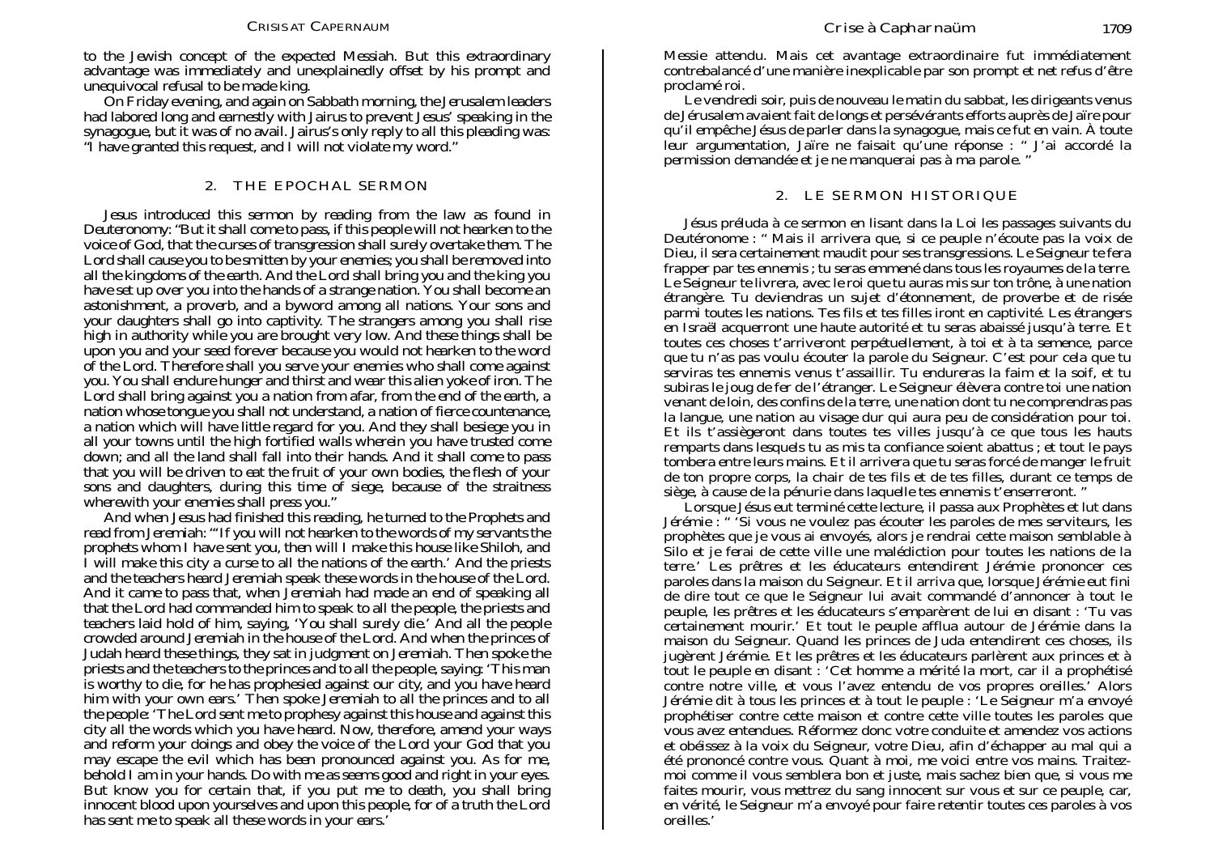to the Jewish concept of the expected Messiah. But this extraordinary advantage was immediately and unexplainedly offset by his prompt and unequivocal refusal to be made king.

On Friday evening, and again on Sabbath morning, the Jerusalem leaders had labored long and earnestly with Jairus to prevent Jesus' speaking in the synagogue, but it was of no avail. Jairus's only reply to all this pleading was: "I have granted this request, and I will not violate my word."

## 2. THE EPOCHAL SERMON

Jesus introduced this sermon by reading from the law as found in Deuteronomy: "But it shall come to pass, if this people will not hearken to the voice of God, that the curses of transgression shall surely overtake them. The Lord shall cause you to be smitten by your enemies; you shall be removed into all the kingdoms of the earth. And the Lord shall bring you and the king you have set up over you into the hands of a strange nation. You shall become an astonishment, a proverb, and a byword among all nations. Your sons and your daughters shall go into captivity. The strangers among you shall rise high in authority while you are brought very low. And these things shall be upon you and your seed forever because you would not hearken to the word of the Lord. Therefore shall you serve your enemies who shall come against you. You shall endure hunger and thirst and wear this alien yoke of iron. The Lord shall bring against you a nation from afar, from the end of the earth, a nation whose tongue you shall not understand, a nation of fierce countenance, a nation which will have little regard for you. And they shall besiege you in all your towns until the high fortified walls wherein you have trusted come down; and all the land shall fall into their hands. And it shall come to pass that you will be driven to eat the fruit of your own bodies, the flesh of your sons and daughters, during this time of siege, because of the straitness wherewith your enemies shall press you."

And when Jesus had finished this reading, he turned to the Prophets and read from Jeremiah: "'If you will not hearken to the words of my servants the prophets whom I have sent you, then will I make this house like Shiloh, and I will make this city a curse to all the nations of the earth.' And the priests and the teachers heard Jeremiah speak these words in the house of the Lord. And it came to pass that, when Jeremiah had made an end of speaking all that the Lord had commanded him to speak to all the people, the priests and teachers laid hold of him, saying, 'You shall surely die.' And all the people crowded around Jeremiah in the house of the Lord. And when the princes of Judah heard these things, they sat in judgment on Jeremiah. Then spoke the priests and the teachers to the princes and to all the people, saying: 'This man is worthy to die, for he has prophesied against our city, and you have heard him with your own ears.' Then spoke Jeremiah to all the princes and to all the people: 'The Lord sent me to prophesy against this house and against this city all the words which you have heard. Now, therefore, amend your ways and reform your doings and obey the voice of the Lord your God that you may escape the evil which has been pronounced against you. As for me, behold I am in your hands. Do with me as seems good and right in your eyes. But know you for certain that, if you put me to death, you shall bring innocent blood upon yourselves and upon this people, for of a truth the Lord has sent me to speak all these words in your ears.'

Messie attendu. Mais cet avantage extraordinaire fut immédiatement contrebalancé d'une manière inexplicable par son prompt et net refus d'être proclamé roi.

Le vendredi soir, puis de nouveau le matin du sabbat, les dirigeants venus de Jérusalem avaient fait de longs et persévérants efforts auprès de Jaïre pour qu'il empêche Jésus de parler dans la synagogue, mais ce fut en vain. À toute leur argumentation, Jaïre ne faisait qu'une réponse : " J'ai accordé la permission demandée et je ne manquerai pas à ma parole. "

## 2. LE SERMON HISTORIQUE

Jésus préluda à ce sermon en lisant dans la Loi les passages suivants du Deutéronome : " Mais il arrivera que, si ce peuple n'écoute pas la voix de Dieu, il sera certainement maudit pour ses transgressions. Le Seigneur te fera frapper par tes ennemis ; tu seras emmené dans tous les royaumes de la terre. Le Seigneur te livrera, avec le roi que tu auras mis sur ton trône, à une nation étrangère. Tu deviendras un sujet d'étonnement, de proverbe et de risée parmi toutes les nations. Tes fils et tes filles iront en captivité. Les étrangers en Israël acquerront une haute autorité et tu seras abaissé jusqu'à terre. Et toutes ces choses t'arriveront perpétuellement, à toi et à ta semence, parce que tu n'as pas voulu écouter la parole du Seigneur. C'est pour cela que tu serviras tes ennemis venus t'assaillir. Tu endureras la faim et la soif, et tu subiras le joug de fer de l'étranger. Le Seigneur élèvera contre toi une nation venant de loin, des confins de la terre, une nation dont tu ne comprendras pas la langue, une nation au visage dur qui aura peu de considération pour toi. Et ils t'assiègeront dans toutes tes villes jusqu'à ce que tous les hauts remparts dans lesquels tu as mis ta confiance soient abattus ; et tout le pays tombera entre leurs mains. Et il arrivera que tu seras forcé de manger le fruit de ton propre corps, la chair de tes fils et de tes filles, durant ce temps de siège, à cause de la pénurie dans laquelle tes ennemis t'enserreront. "

Lorsque Jésus eut terminé cette lecture, il passa aux Prophètes et lut dans Jérémie : " 'Si vous ne voulez pas écouter les paroles de mes serviteurs, les prophètes que je vous ai envoyés, alors je rendrai cette maison semblable à Silo et je ferai de cette ville une malédiction pour toutes les nations de la terre.' Les prêtres et les éducateurs entendirent Jérémie prononcer ces paroles dans la maison du Seigneur. Et il arriva que, lorsque Jérémie eut fini de dire tout ce que le Seigneur lui avait commandé d'annoncer à tout le peuple, les prêtres et les éducateurs s'emparèrent de lui en disant : 'Tu vas certainement mourir.' Et tout le peuple afflua autour de Jérémie dans la maison du Seigneur. Quand les princes de Juda entendirent ces choses, ils jugèrent Jérémie. Et les prêtres et les éducateurs parlèrent aux princes et à tout le peuple en disant : 'Cet homme a mérité la mort, car il a prophétisé contre notre ville, et vous l'avez entendu de vos propres oreilles.' Alors Jérémie dit à tous les princes et à tout le peuple : 'Le Seigneur m'a envoyé prophétiser contre cette maison et contre cette ville toutes les paroles que vous avez entendues. Réformez donc votre conduite et amendez vos actions et obéissez à la voix du Seigneur, votre Dieu, afin d'échapper au mal qui a été prononcé contre vous. Quant à moi, me voici entre vos mains. Traitez-moi comme il vous semblera bon et juste, mais sachez bien que, si vous me faites mourir, vous mettrez du sang innocent sur vous et sur ce peuple, car, en vérité, le Seigneur m'a envoyé pour faire retentir toutes ces paroles à vos oreilles.'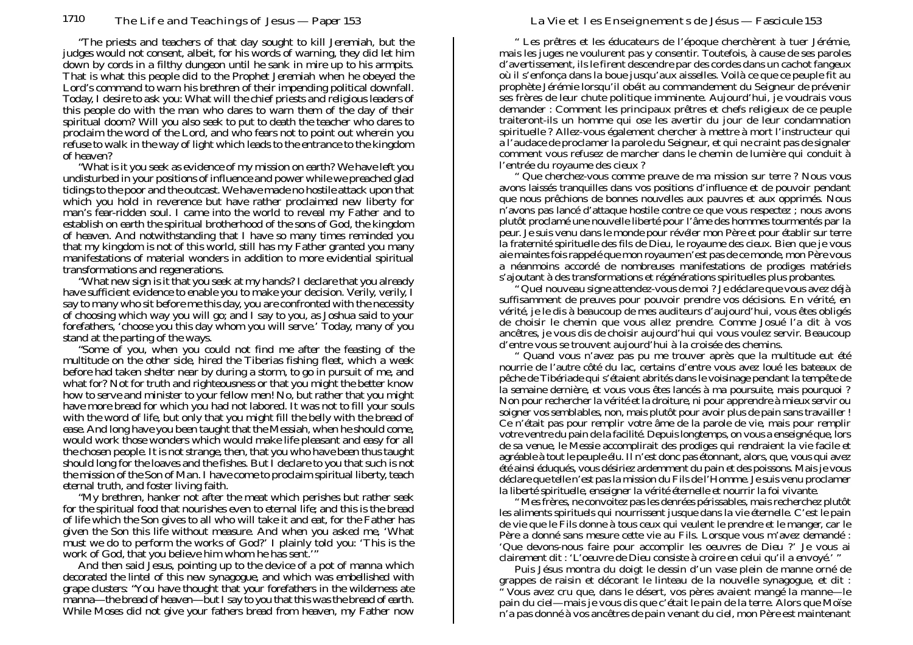"The priests and teachers of that day sought to kill Jeremiah, but the judges would not consent, albeit, for his words of warning, they did let him down by cords in a filthy dungeon until he sank in mire up to his armpits. That is what this people did to the Prophet Jeremiah when he obeyed the Lord's command to warn his brethren of their impending political downfall. Today, I desire to ask you: What will the chief priests and religious leaders of this people do with the man who dares to warn them of the day of their spiritual doom? Will you also seek to put to death the teacher who dares to proclaim the word of the Lord, and who fears not to point out wherein you refuse to walk in the way of light which leads to the entrance to the kingdom of heaven?

"What is it you seek as evidence of my mission on earth? We have left you undisturbed in your positions of influence and power while we preached glad tidings to the poor and the outcast. We have made no hostile attack upon that which you hold in reverence but have rather proclaimed new liberty for man's fear-ridden soul. I came into the world to reveal my Father and to establish on earth the spiritual brotherhood of the sons of God, the kingdom of heaven. And notwithstanding that I have so many times reminded you that my kingdom is not of this world, still has my Father granted you many manifestations of material wonders in addition to more evidential spiritual transformations and regenerations.

"What new sign is it that you seek at my hands? I declare that you already have sufficient evidence to enable you to make your decision. Verily, verily, I say to many who sit before me this day, you are confronted with the necessity of choosing which way you will go; and I say to you, as Joshua said to your forefathers, 'choose you this day whom you will serve.' Today, many of you stand at the parting of the ways.

"Some of you, when you could not find me after the feasting of the multitude on the other side, hired the Tiberias fishing fleet, which a week before had taken shelter near by during a storm, to go in pursuit of me, and what for? Not for truth and righteousness or that you might the better know how to serve and minister to your fellow men! No, but rather that you might have more bread for which you had not labored. It was not to fill your souls with the word of life, but only that you might fill the belly with the bread of ease. And long have you been taught that the Messiah, when he should come, would work those wonders which would make life pleasant and easy for all the chosen people. It is not strange, then, that you who have been thus taught should long for the loaves and the fishes. But I declare to you that such is not the mission of the Son of Man. I have come to proclaim spiritual liberty, teach eternal truth, and foster living faith.

"My brethren, hanker not after the meat which perishes but rather seek for the spiritual food that nourishes even to eternal life; and this is the bread of life which the Son gives to all who will take it and eat, for the Father has given the Son this life without measure. And when you asked me, 'What must we do to perform the works of God?' I plainly told you: 'This is the work of God, that you believe him whom he has sent.'"

And then said Jesus, pointing up to the device of a pot of manna which decorated the lintel of this new synagogue, and which was embellished with grape clusters: "You have thought that your forefathers in the wilderness ate manna—the bread of heaven—but I say to you that this was the bread of earth. While Moses did not give your fathers bread from heaven, my Father now

« Les prêtres et les éducateurs de l'époque cherchèrent à tuer Jérémie, mais les juges ne voulurent pas y consentir. Toutefois, à cause de ses paroles d'avertissement, ils le firent descendre par des cordes dans un cachot fangeux où il s'enfonça dans la boue jusqu'aux aisselles. Voilà ce que ce peuple fit au prophète Jérémie lorsqu'il obéit au commandement du Seigneur de prévenir ses frères de leur chute politique imminente. Aujourd'hui, je voudrais vous demander : Comment les principaux prêtres et chefs religieux de ce peuple traiteront-ils un homme qui ose les avertir du jour de leur condamnation spirituelle ? Allez-vous également chercher à mettre à mort l'instructeur qui a l'audace de proclamer la parole du Seigneur, et qui ne craint pas de signaler comment vous refusez de marcher dans le chemin de lumière qui conduit à l'entrée du royaume des cieux ?

« Que cherchez-vous comme preuve de ma mission sur terre ? Nous vous avons laissés tranquilles dans vos positions d'influence et de pouvoir pendant que nous prêchions de bonnes nouvelles aux pauvres et aux opprimés. Nous n'avons pas lancé d'attaque hostile contre ce que vous respectez ; nous avons plutôt proclamé une nouvelle liberté pour l'âme des hommes tourmentés par la peur. Je suis venu dans le monde pour révéler mon Père et pour établir sur terre la fraternité spirituelle des fils de Dieu, le royaume des cieux. Bien que je vous aie maintes fois rappelé que mon royaume n'est pas de ce monde, mon Père vous a néanmoins accordé de nombreuses manifestations de prodiges matériels s'ajoutant à des transformations et régénérations spirituelles plus probantes.

« Quel nouveau signe attendez-vous de moi ? Je déclare que vous avez déjà suffisamment de preuves pour pouvoir prendre vos décisions. En vérité, en vérité, je le dis à beaucoup de mes auditeurs d'aujourd'hui, vous êtes obligés de choisir le chemin que vous allez prendre. Comme Josué l'a dit à vos ancêtres, je vous dis de choisir aujourd'hui qui vous voulez servir. Beaucoup d'entre vous se trouvent aujourd'hui à la croisée des chemins.

« Quand vous n'avez pas pu me trouver après que la multitude eut été nourrie de l'autre côté du lac, certains d'entre vous avez loué les bateaux de pêche de Tibériade qui s'étaient abrités dans le voisinage pendant la tempête de la semaine dernière, et vous vous êtes lancés à ma poursuite, mais pourquoi ? Non pour rechercher la vérité et la droiture, ni pour apprendre à mieux servir ou soigner vos semblables, non, mais plutôt pour avoir plus de pain sans travailler ! Ce n'était pas pour remplir votre âme de la parole de vie, mais pour remplir votre ventre du pain de la facilité. Depuis longtemps, on vous a enseigné que, lors de sa venue, le Messie accomplirait des prodiges qui rendraient la vie facile et agréable à tout le peuple élu. Il n'est donc pas étonnant, alors, que, vous qui avez été ainsi éduqués, vous désiriez ardemment du pain et des poissons. Mais je vous déclare que telle n'est pas la mission du Fils de l'Homme. Je suis venu proclamer la liberté spirituelle, enseigner la vérité éternelle et nourrir la foi vivante.

« Mes frères, ne convoitez pas les denrées périssables, mais recherchez plutôt les aliments spirituels qui nourrissent jusque dans la vie éternelle. C'est le pain de vie que le Fils donne à tous ceux qui veulent le prendre et le manger, car le Père a donné sans mesure cette vie au Fils. Lorsque vous m'avez demandé : 'Que devons-nous faire pour accomplir les oeuvres de Dieu ?' Je vous ai clairement dit : 'L'oeuvre de Dieu consiste à croire en celui qu'il a envoyé.' »

Puis Jésus montra du doigt le dessin d'un vase plein de manne orné de grappes de raisin et décorant le linteau de la nouvelle synagogue, et dit : « Vous avez cru que, dans le désert, vos pères avaient mangé la manne—le pain du ciel—mais je vous dis que c'était le pain de la terre. Alors que Moïse n'a pas donné à vos ancêtres de pain venant du ciel, mon Père est maintenant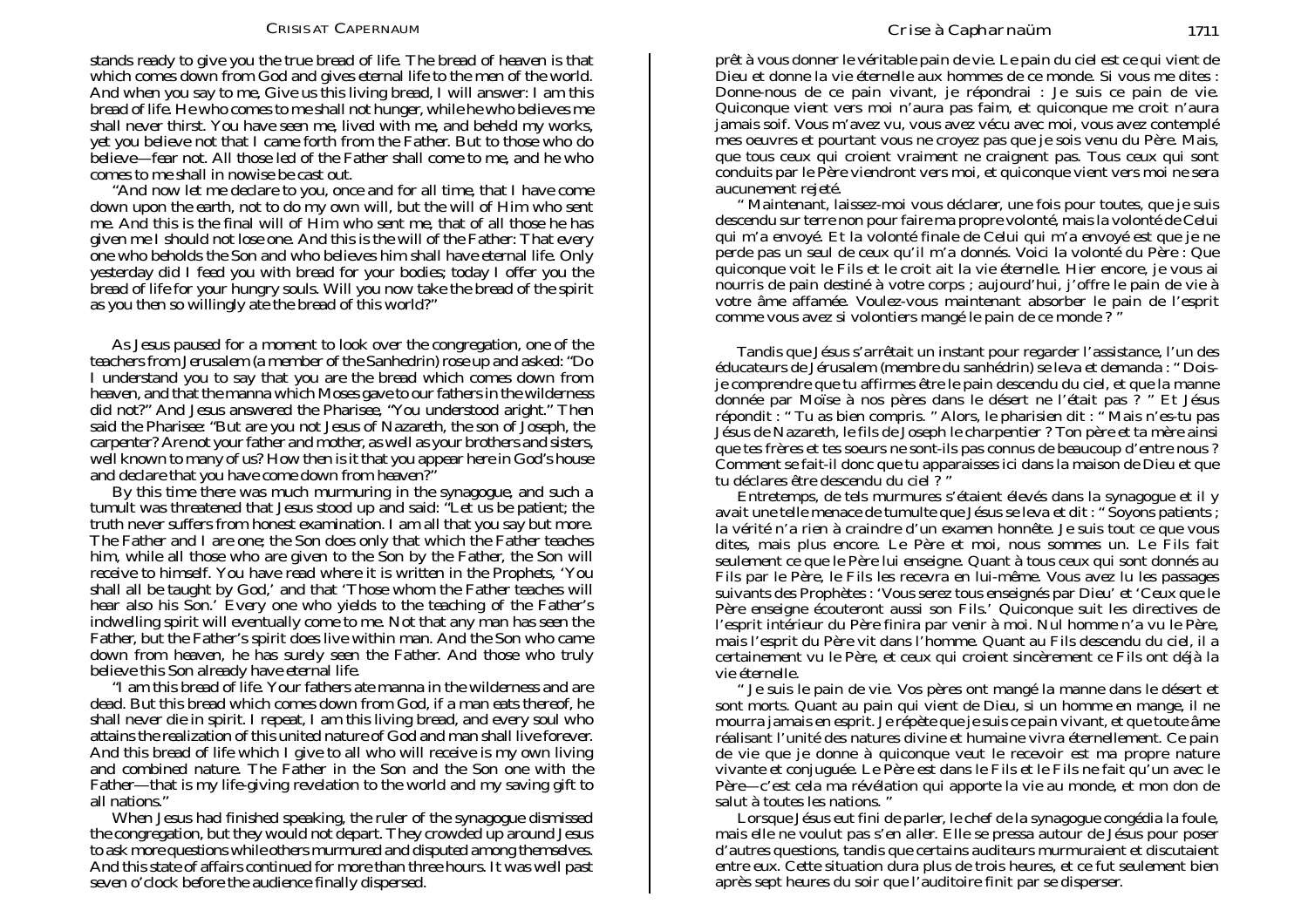stands ready to give you the true bread of life. The bread of heaven is that which comes down from God and gives eternal life to the men of the world. And when you say to me, Give us this living bread, I will answer: I am this bread of life. He who comes to me shall not hunger, while he who believes me shall never thirst. You have seen me, lived with me, and beheld my works, yet you believe not that I came forth from the Father. But to those who do believe—fear not. All those led of the Father shall come to me, and he who comes to me shall in nowise be cast out.

"And now let me declare to you, once and for all time, that I have come down upon the earth, not to do my own will, but the will of Him who sent me. And this is the final will of Him who sent me, that of all those he has given me I should not lose one. And this is the will of the Father: That every one who beholds the Son and who believes him shall have eternal life. Only yesterday did I feed you with bread for your bodies; today I offer you the bread of life for your hungry souls. Will you now take the bread of the spirit as you then so willingly ate the bread of this world?"

As Jesus paused for a moment to look over the congregation, one of the teachers from Jerusalem (a member of the Sanhedrin) rose up and asked: "Do I understand you to say that you are the bread which comes down from heaven, and that the manna which Moses gave to our fathers in the wilderness did not?" And Jesus answered the Pharisee, "You understood aright." Then said the Pharisee: "But are you not Jesus of Nazareth, the son of Joseph, the carpenter? Are not your father and mother, as well as your brothers and sisters, well known to many of us? How then is it that you appear here in God's house and declare that you have come down from heaven?"

By this time there was much murmuring in the synagogue, and such a tumult was threatened that Jesus stood up and said: "Let us be patient; the truth never suffers from honest examination. I am all that you say but more. The Father and I are one; the Son does only that which the Father teaches him, while all those who are given to the Son by the Father, the Son will receive to himself. You have read where it is written in the Prophets, 'You shall all be taught by God,' and that 'Those whom the Father teaches will hear also his Son.' Every one who yields to the teaching of the Father's indwelling spirit will eventually come to me. Not that any man has seen the Father, but the Father's spirit does live within man. And the Son who came down from heaven, he has surely seen the Father. And those who truly believe this Son already have eternal life.

"I am this bread of life. Your fathers ate manna in the wilderness and are dead. But this bread which comes down from God, if a man eats thereof, he shall never die in spirit. I repeat, I am this living bread, and every soul who attains the realization of this united nature of God and man shall live forever. And this bread of life which I give to all who will receive is my own living and combined nature. The Father in the Son and the Son one with the Father—that is my life-giving revelation to the world and my saving gift to all nations."

When Jesus had finished speaking, the ruler of the synagogue dismissed the congregation, but they would not depart. They crowded up around Jesus to ask more questions while others murmured and disputed among themselves. And this state of affairs continued for more than three hours. It was well past seven o'clock before the audience finally dispersed.

prêt à vous donner le véritable pain de vie. Le pain du ciel est ce qui vient de Dieu et donne la vie éternelle aux hommes de ce monde. Si vous me dites : Donne-nous de ce pain vivant, je répondrai : Je suis ce pain de vie. Quiconque vient vers moi n'aura pas faim, et quiconque me croit n'aura jamais soif. Vous m'avez vu, vous avez vécu avec moi, vous avez contemplé mes oeuvres et pourtant vous ne croyez pas que je sois venu du Père. Mais, que tous ceux qui croient vraiment ne craignent pas. Tous ceux qui sont conduits par le Père viendront vers moi, et quiconque vient vers moi ne sera aucunement rejeté.

" Maintenant, laissez-moi vous déclarer, une fois pour toutes, que je suis descendu sur terre non pour faire ma propre volonté, mais la volonté de Celui qui m'a envoyé. Et la volonté finale de Celui qui m'a envoyé est que je ne perde pas un seul de ceux qu'il m'a donnés. Voici la volonté du Père : Que quiconque voit le Fils et le croit ait la vie éternelle. Hier encore, je vous ai nourris de pain destiné à votre corps ; aujourd'hui, j'offre le pain de vie à votre âme affamée. Voulez-vous maintenant absorber le pain de l'esprit comme vous avez si volontiers mangé le pain de ce monde ? "

Tandis que Jésus s'arrêtait un instant pour regarder l'assistance, l'un des éducateurs de Jérusalem (membre du sanhédrin) se leva et demanda : " Dois-je comprendre que tu affirmes être le pain descendu du ciel, et que la manne donnée par Moïse à nos pères dans le désert ne l'était pas ? " Et Jésus répondit : " Tu as bien compris. " Alors, le pharisien dit : " Mais n'es-tu pas Jésus de Nazareth, le fils de Joseph le charpentier ? Ton père et ta mère ainsi que tes frères et tes soeurs ne sont-ils pas connus de beaucoup d'entre nous ? Comment se fait-il donc que tu apparaisses ici dans la maison de Dieu et que tu déclares être descendu du ciel ? "

Entretemps, de tels murmures s'étaient élevés dans la synagogue et il y avait une telle menace de tumulte que Jésus se leva et dit : " Soyons patients ; la vérité n'a rien à craindre d'un examen honnête. Je suis tout ce que vous dites, mais plus encore. Le Père et moi, nous sommes un. Le Fils fait seulement ce que le Père lui enseigne. Quant à tous ceux qui sont donnés au Fils par le Père, le Fils les recevra en lui-même. Vous avez lu les passages suivants des Prophètes : 'Vous serez tous enseignés par Dieu' et 'Ceux que le Père enseigne écouteront aussi son Fils.' Quiconque suit les directives de l'esprit intérieur du Père finira par venir à moi. Nul homme n'a vu le Père, mais l'esprit du Père vit dans l'homme. Quant au Fils descendu du ciel, il a certainement vu le Père, et ceux qui croient sincèrement ce Fils ont déjà la vie éternelle.

" Je suis le pain de vie. Vos pères ont mangé la manne dans le désert et sont morts. Quant au pain qui vient de Dieu, si un homme en mange, il ne mourra jamais en esprit. Je répète que je suis ce pain vivant, et que toute âme réalisant l'unité des natures divine et humaine vivra éternellement. Ce pain de vie que je donne à quiconque veut le recevoir est ma propre nature vivante et conjuguée. Le Père est dans le Fils et le Fils ne fait qu'un avec le Père—c'est cela ma révélation qui apporte la vie au monde, et mon don de salut à toutes les nations. "

Lorsque Jésus eut fini de parler, le chef de la synagogue congédia la foule, mais elle ne voulut pas s'en aller. Elle se pressa autour de Jésus pour poser d'autres questions, tandis que certains auditeurs murmuraient et discutaient entre eux. Cette situation dura plus de trois heures, et ce fut seulement bien après sept heures du soir que l'auditoire finit par se disperser.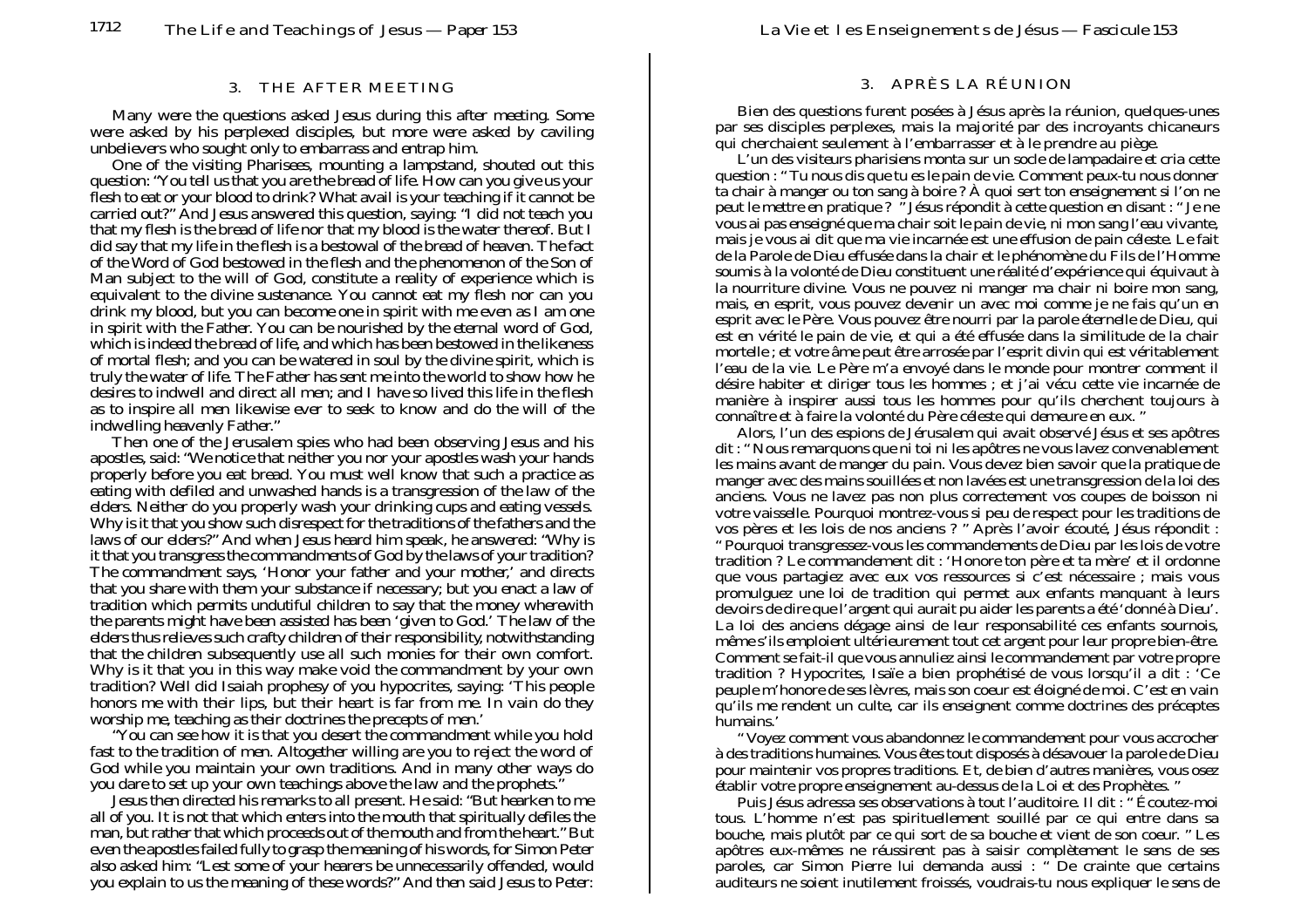### 3. THE AFTER MEETING

Many were the questions asked Jesus during this after meeting. Some were asked by his perplexed disciples, but more were asked by caviling unbelievers who sought only to embarrass and entrap him.

One of the visiting Pharisees, mounting a lampstand, shouted out this question: "You tell us that you are the bread of life. How can you give us your flesh to eat or your blood to drink? What avail is your teaching if it cannot be carried out?" And Jesus answered this question, saying: "I did not teach you that my flesh is the bread of life nor that my blood is the water thereof. But I did say that my life in the flesh is a bestowal of the bread of heaven. The fact of the Word of God bestowed in the flesh and the phenomenon of the Son of Man subject to the will of God, constitute a reality of experience which is equivalent to the divine sustenance. You cannot eat my flesh nor can you drink my blood, but you can become one in spirit with me even as I am one in spirit with the Father. You can be nourished by the eternal word of God, which is indeed the bread of life, and which has been bestowed in the likeness of mortal flesh; and you can be watered in soul by the divine spirit, which is truly the water of life. The Father has sent me into the world to show how he desires to indwell and direct all men; and I have so lived this life in the flesh as to inspire all men likewise ever to seek to know and do the will of the indwelling heavenly Father."

Then one of the Jerusalem spies who had been observing Jesus and his apostles, said: "We notice that neither you nor your apostles wash your hands properly before you eat bread. You must well know that such a practice as eating with defiled and unwashed hands is a transgression of the law of the elders. Neither do you properly wash your drinking cups and eating vessels. Why is it that you show such disrespect for the traditions of the fathers and the laws of our elders?" And when Jesus heard him speak, he answered: "Why is it that you transgress the commandments of God by the laws of your tradition? The commandment says, 'Honor your father and your mother,' and directs that you share with them your substance if necessary; but you enact a law of tradition which permits undutiful children to say that the money wherewith the parents might have been assisted has been 'given to God.' The law of the elders thus relieves such crafty children of their responsibility, notwithstanding that the children subsequently use all such monies for their own comfort. Why is it that you in this way make void the commandment by your own tradition? Well did Isaiah prophesy of you hypocrites, saying: 'This people honors me with their lips, but their heart is far from me. In vain do they worship me, teaching as their doctrines the precepts of men.'

"You can see how it is that you desert the commandment while you hold fast to the tradition of men. Altogether willing are you to reject the word of God while you maintain your own traditions. And in many other ways do you dare to set up your own teachings above the law and the prophets."

Jesus then directed his remarks to all present. He said: "But hearken to me all of you. It is not that which enters into the mouth that spiritually defiles the man, but rather that which proceeds out of the mouth and from the heart." But even the apostles failed fully to grasp the meaning of his words, for Simon Peter also asked him: "Lest some of your hearers be unnecessarily offended, would you explain to us the meaning of these words?" And then said Jesus to Peter:

### 3. APRÈS LA RÉUNION

Bien des questions furent posées à Jésus après la réunion, quelques-unes par ses disciples perplexes, mais la majorité par des incroyants chicaneurs qui cherchaient seulement à l'embarrasser et à le prendre au piège.

L'un des visiteurs pharisiens monta sur un socle de lampadaire et cria cette question : " Tu nous dis que tu es le pain de vie. Comment peux-tu nous donner ta chair à manger ou ton sang à boire ? À quoi sert ton enseignement si l'on ne peut le mettre en pratique ? " Jésus répondit à cette question en disant : " Je ne vous ai pas enseigné que ma chair soit le pain de vie, ni mon sang l'eau vivante, mais je vous ai dit que ma vie incarnée est une effusion de pain céleste. Le fait de la Parole de Dieu effusée dans la chair et le phénomène du Fils de l'Homme soumis à la volonté de Dieu constituent une réalité d'expérience qui équivaut à la nourriture divine. Vous ne pouvez ni manger ma chair ni boire mon sang, mais, en esprit, vous pouvez devenir un avec moi comme je ne fais qu'un en esprit avec le Père. Vous pouvez être nourri par la parole éternelle de Dieu, qui est en vérité le pain de vie, et qui a été effusée dans la similitude de la chair mortelle ; et votre âme peut être arrosée par l'esprit divin qui est véritablement l'eau de la vie. Le Père m'a envoyé dans le monde pour montrer comment il désire habiter et diriger tous les hommes ; et j'ai vécu cette vie incarnée de manière à inspirer aussi tous les hommes pour qu'ils cherchent toujours à connaître et à faire la volonté du Père céleste qui demeure en eux. "

Alors, l'un des espions de Jérusalem qui avait observé Jésus et ses apôtres dit : " Nous remarquons que ni toi ni les apôtres ne vous lavez convenablement les mains avant de manger du pain. Vous devez bien savoir que la pratique de manger avec des mains souillées et non lavées est une transgression de la loi des anciens. Vous ne lavez pas non plus correctement vos coupes de boisson ni votre vaisselle. Pourquoi montrez-vous si peu de respect pour les traditions de vos pères et les lois de nos anciens ? " Après l'avoir écouté, Jésus répondit : " Pourquoi transgressez-vous les commandements de Dieu par les lois de votre tradition ? Le commandement dit : 'Honore ton père et ta mère' et il ordonne que vous partagiez avec eux vos ressources si c'est nécessaire ; mais vous promulguez une loi de tradition qui permet aux enfants manquant à leurs devoirs de dire que l'argent qui aurait pu aider les parents a été 'donné à Dieu'. La loi des anciens dégage ainsi de leur responsabilité ces enfants sournois, même s'ils emploient ultérieurement tout cet argent pour leur propre bien-être. Comment se fait-il que vous annuliez ainsi le commandement par votre propre tradition ? Hypocrites, Isaïe a bien prophétisé de vous lorsqu'il a dit : 'Ce peuple m'honore de ses lèvres, mais son coeur est éloigné de moi. C'est en vain qu'ils me rendent un culte, car ils enseignent comme doctrines des préceptes humains.'

" Voyez comment vous abandonnez le commandement pour vous accrocher à des traditions humaines. Vous êtes tout disposés à désavouer la parole de Dieu pour maintenir vos propres traditions. Et, de bien d'autres manières, vous osez établir votre propre enseignement au-dessus de la Loi et des Prophètes. "

Puis Jésus adressa ses observations à tout l'auditoire. Il dit : " Écoutez-moi tous. L'homme n'est pas spirituellement souillé par ce qui entre dans sa bouche, mais plutôt par ce qui sort de sa bouche et vient de son coeur. " Les apôtres eux-mêmes ne réussirent pas à saisir complètement le sens de ses paroles, car Simon Pierre lui demanda aussi : " De crainte que certains auditeurs ne soient inutilement froissés, voudrais-tu nous expliquer le sens de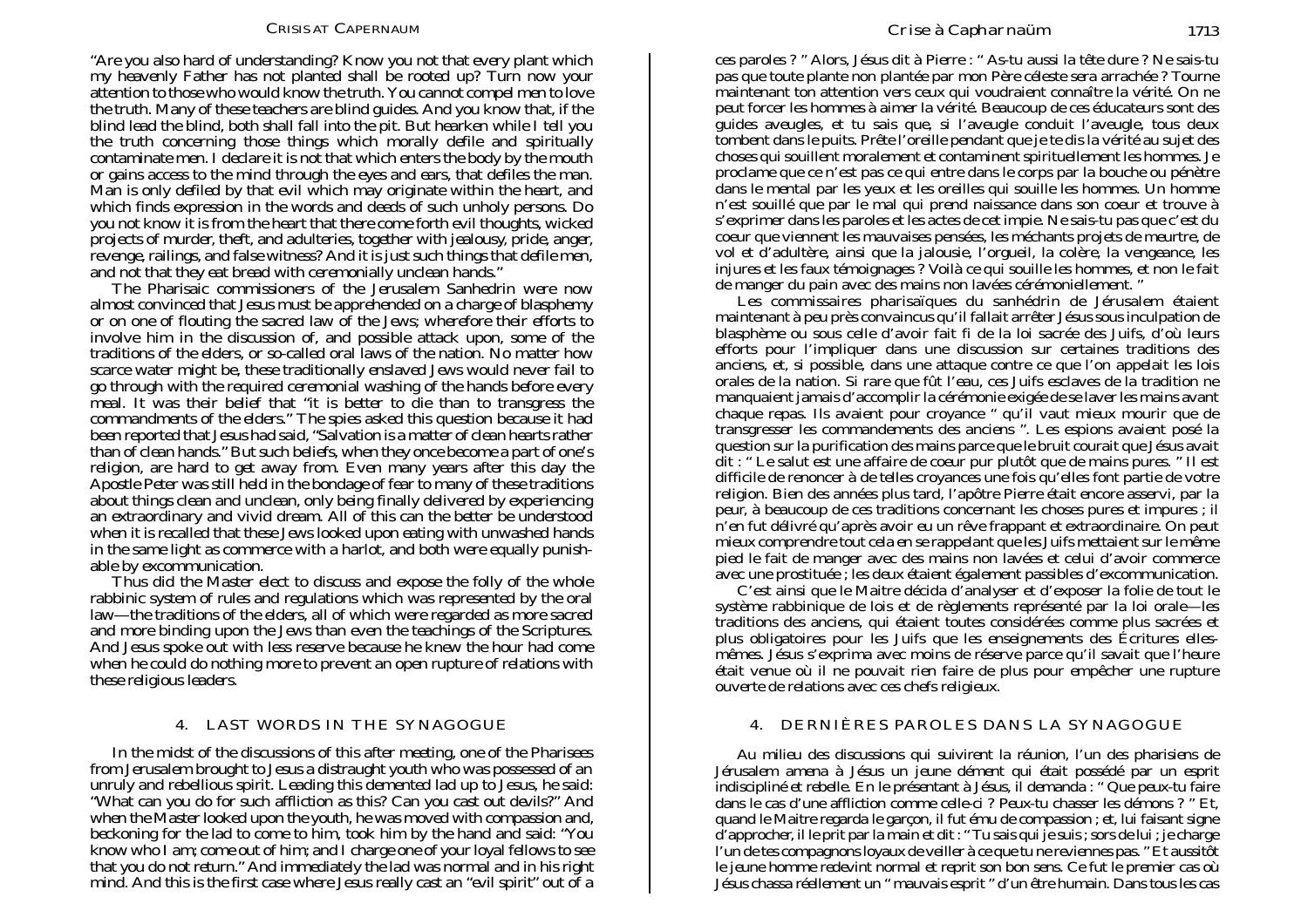"Are you also hard of understanding? Know you not that every plant which my heavenly Father has not planted shall be rooted up? Turn now your attention to those who would know the truth. You cannot compel men to love the truth. Many of these teachers are blind guides. And you know that, if the blind lead the blind, both shall fall into the pit. But hearken while I tell you the truth concerning those things which morally defile and spiritually contaminate men. I declare it is not that which enters the body by the mouth or gains access to the mind through the eyes and ears, that defiles the man. Man is only defiled by that evil which may originate within the heart, and which finds expression in the words and deeds of such unholy persons. Do you not know it is from the heart that there come forth evil thoughts, wicked projects of murder, theft, and adulteries, together with jealousy, pride, anger, revenge, railings, and false witness? And it is just such things that defile men, and not that they eat bread with ceremonially unclean hands."

The Pharisaic commissioners of the Jerusalem Sanhedrin were now almost convinced that Jesus must be apprehended on a charge of blasphemy or on one of flouting the sacred law of the Jews; wherefore their efforts to involve him in the discussion of, and possible attack upon, some of the traditions of the elders, or so-called oral laws of the nation. No matter how scarce water might be, these traditionally enslaved Jews would never fail to go through with the required ceremonial washing of the hands before every meal. It was their belief that "it is better to die than to transgress the commandments of the elders." The spies asked this question because it had been reported that Jesus had said, "Salvation is a matter of clean hearts rather than of clean hands." But such beliefs, when they once become a part of one's religion, are hard to get away from. Even many years after this day the Apostle Peter was still held in the bondage of fear to many of these traditions about things clean and unclean, only being finally delivered by experiencing an extraordinary and vivid dream. All of this can the better be understood when it is recalled that these Jews looked upon eating with unwashed hands in the same light as commerce with a harlot, and both were equally punishable by excommunication.

Thus did the Master elect to discuss and expose the folly of the whole rabbinic system of rules and regulations which was represented by the oral law—the traditions of the elders, all of which were regarded as more sacred and more binding upon the Jews than even the teachings of the Scriptures. And Jesus spoke out with less reserve because he knew the hour had come when he could do nothing more to prevent an open rupture of relations with these religious leaders.

## 4. LAST WORDS IN THE SYNAGOGUE

In the midst of the discussions of this after meeting, one of the Pharisees from Jerusalem brought to Jesus a distraught youth who was possessed of an unruly and rebellious spirit. Leading this demented lad up to Jesus, he said: "What can you do for such affliction as this? Can you cast out devils?" And when the Master looked upon the youth, he was moved with compassion and, beckoning for the lad to come to him, took him by the hand and said: "You know who I am; come out of him; and I charge one of your loyal fellows to see that you do not return." And immediately the lad was normal and in his right mind. And this is the first case where Jesus really cast an "evil spirit" out of a

ces paroles ? " Alors, Jésus dit à Pierre : " As-tu aussi la tête dure ? Ne sais-tu pas que toute plante non plantée par mon Père céleste sera arrachée ? Tourne maintenant ton attention vers ceux qui voudraient connaître la vérité. On ne peut forcer les hommes à aimer la vérité. Beaucoup de ces éducateurs sont des guides aveugles, et tu sais que, si l'aveugle conduit l'aveugle, tous deux tombent dans le puits. Prête l'oreille pendant que je te dis la vérité au sujet des choses qui souillent moralement et contaminent spirituellement les hommes. Je proclame que ce n'est pas ce qui entre dans le corps par la bouche ou pénètre dans le mental par les yeux et les oreilles qui souille les hommes. Un homme n'est souillé que par le mal qui prend naissance dans son coeur et trouve à s'exprimer dans les paroles et les actes de cet impie. Ne sais-tu pas que c'est du coeur que viennent les mauvaises pensées, les méchants projets de meurtre, de vol et d'adultère, ainsi que la jalousie, l'orgueil, la colère, la vengeance, les injures et les faux témoignages ? Voilà ce qui souille les hommes, et non le fait de manger du pain avec des mains non lavées cérémoniellement. "

Les commissaires pharisaïques du sanhédrin de Jérusalem étaient maintenant à peu près convaincus qu'il fallait arrêter Jésus sous inculpation de blasphème ou sous celle d'avoir fait fi de la loi sacrée des Juifs, d'où leurs efforts pour l'impliquer dans une discussion sur certaines traditions des anciens, et, si possible, dans une attaque contre ce que l'on appelait les lois orales de la nation. Si rare que fût l'eau, ces Juifs esclaves de la tradition ne manquaient jamais d'accomplir la cérémonie exigée de se laver les mains avant chaque repas. Ils avaient pour croyance " qu'il vaut mieux mourir que de transgresser les commandements des anciens ". Les espions avaient posé la question sur la purification des mains parce que le bruit courait que Jésus avait dit : " Le salut est une affaire de coeur pur plutôt que de mains pures. " Il est difficile de renoncer à de telles croyances une fois qu'elles font partie de votre religion. Bien des années plus tard, l'apôtre Pierre était encore asservi, par la peur, à beaucoup de ces traditions concernant les choses pures et impures ; il n'en fut délivré qu'après avoir eu un rêve frappant et extraordinaire. On peut mieux comprendre tout cela en se rappelant que les Juifs mettaient sur le même pied le fait de manger avec des mains non lavées et celui d'avoir commerce avec une prostituée ; les deux étaient également passibles d'excommunication.

C'est ainsi que le Maitre décida d'analyser et d'exposer la folie de tout le système rabbinique de lois et de règlements représenté par la loi orale—les traditions des anciens, qui étaient toutes considérées comme plus sacrées et plus obligatoires pour les Juifs que les enseignements des Écritures elles-mêmes. Jésus s'exprima avec moins de réserve parce qu'il savait que l'heure était venue où il ne pouvait rien faire de plus pour empêcher une rupture ouverte de relations avec ces chefs religieux.

## 4. DERNIÈRES PAROLES DANS LA SYNAGOGUE

Au milieu des discussions qui suivirent la réunion, l'un des pharisiens de Jérusalem amena à Jésus un jeune dément qui était possédé par un esprit indiscipliné et rebelle. En le présentant à Jésus, il demanda : " Que peux-tu faire dans le cas d'une affliction comme celle-ci ? Peux-tu chasser les démons ? " Et, quand le Maitre regarda le garçon, il fut ému de compassion ; et, lui faisant signe d'approcher, il le prit par la main et dit : " Tu sais qui je suis ; sors de lui ; je charge l'un de tes compagnons loyaux de veiller à ce que tu ne reviennes pas. " Et aussitôt le jeune homme redevint normal et reprit son bon sens. Ce fut le premier cas où Jésus chassa réellement un " mauvais esprit " d'un être humain. Dans tous les cas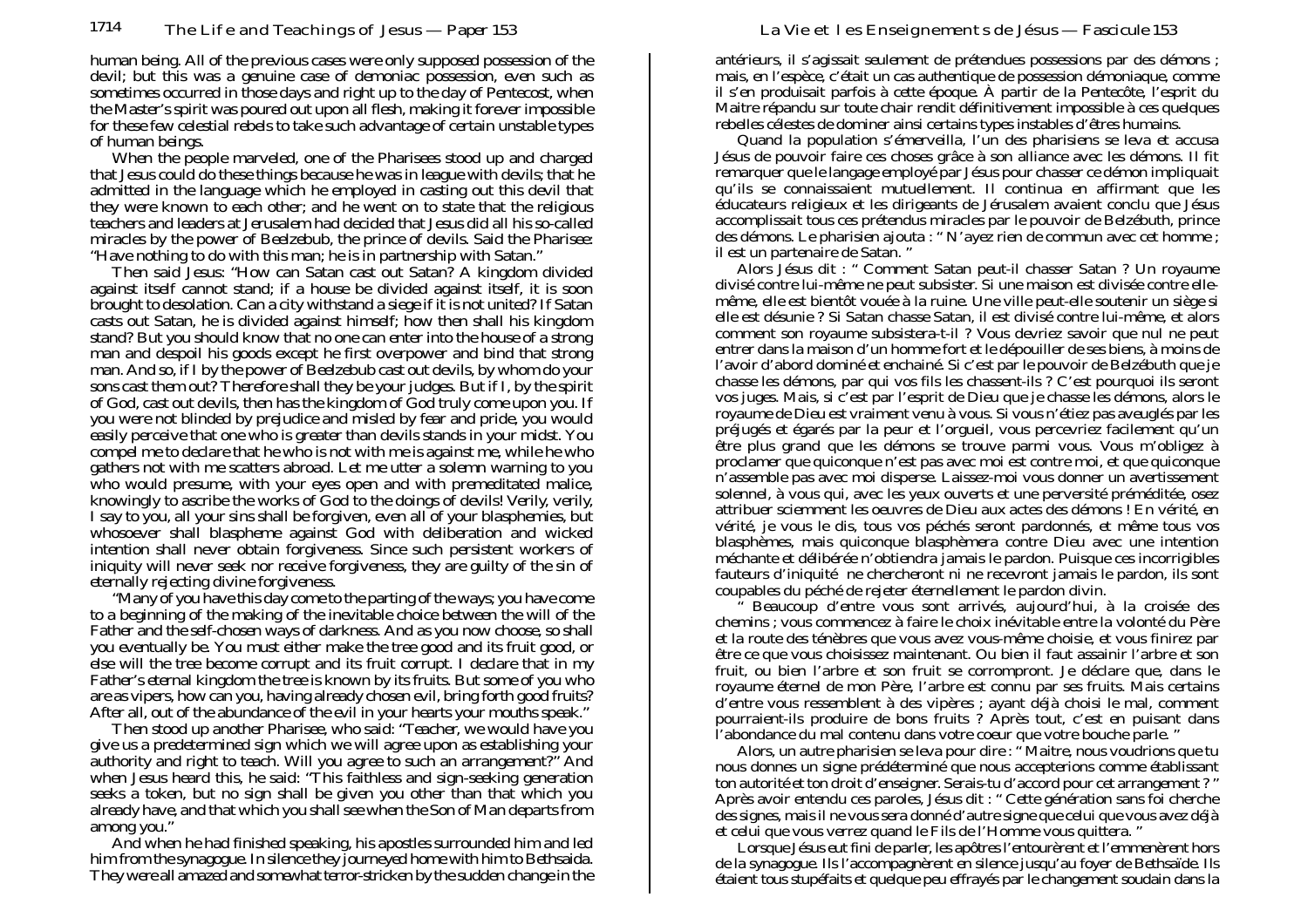human being. All of the previous cases were only supposed possession of the devil; but this was a genuine case of demoniac possession, even such as sometimes occurred in those days and right up to the day of Pentecost, when the Master's spirit was poured out upon all flesh, making it forever impossible for these few celestial rebels to take such advantage of certain unstable types of human beings.

When the people marveled, one of the Pharisees stood up and charged that Jesus could do these things because he was in league with devils; that he admitted in the language which he employed in casting out this devil that they were known to each other; and he went on to state that the religious teachers and leaders at Jerusalem had decided that Jesus did all his so-called miracles by the power of Beelzebub, the prince of devils. Said the Pharisee: "Have nothing to do with this man; he is in partnership with Satan."

Then said Jesus: "How can Satan cast out Satan? A kingdom divided against itself cannot stand; if a house be divided against itself, it is soon brought to desolation. Can a city withstand a siege if it is not united? If Satan casts out Satan, he is divided against himself; how then shall his kingdom stand? But you should know that no one can enter into the house of a strong man and despoil his goods except he first overpower and bind that strong man. And so, if I by the power of Beelzebub cast out devils, by whom do your sons cast them out? Therefore shall they be your judges. But if I, by the spirit of God, cast out devils, then has the kingdom of God truly come upon you. If you were not blinded by prejudice and misled by fear and pride, you would easily perceive that one who is greater than devils stands in your midst. You compel me to declare that he who is not with me is against me, while he who gathers not with me scatters abroad. Let me utter a solemn warning to you who would presume, with your eyes open and with premeditated malice, knowingly to ascribe the works of God to the doings of devils! Verily, verily, I say to you, all your sins shall be forgiven, even all of your blasphemies, but whosoever shall blaspheme against God with deliberation and wicked intention shall never obtain forgiveness. Since such persistent workers of iniquity will never seek nor receive forgiveness, they are guilty of the sin of eternally rejecting divine forgiveness.

"Many of you have this day come to the parting of the ways; you have come to a beginning of the making of the inevitable choice between the will of the Father and the self-chosen ways of darkness. And as you now choose, so shall you eventually be. You must either make the tree good and its fruit good, or else will the tree become corrupt and its fruit corrupt. I declare that in my Father's eternal kingdom the tree is known by its fruits. But some of you who are as vipers, how can you, having already chosen evil, bring forth good fruits? After all, out of the abundance of the evil in your hearts your mouths speak."

Then stood up another Pharisee, who said: "Teacher, we would have you give us a predetermined sign which we will agree upon as establishing your authority and right to teach. Will you agree to such an arrangement?" And when Jesus heard this, he said: "This faithless and sign-seeking generation seeks a token, but no sign shall be given you other than that which you already have, and that which you shall see when the Son of Man departs from among you."

And when he had finished speaking, his apostles surrounded him and led him from the synagogue. In silence they journeyed home with him to Bethsaida. They were all amazed and somewhat terror-stricken by the sudden change in the

antérieurs, il s'agissait seulement de prétendues possessions par des démons ; mais, en l'espèce, c'était un cas authentique de possession démoniaque, comme il s'en produisait parfois à cette époque. À partir de la Pentecôte, l'esprit du Maitre répandu sur toute chair rendit définitivement impossible à ces quelques rebelles célestes de dominer ainsi certains types instables d'êtres humains.

Quand la population s'émerveilla, l'un des pharisiens se leva et accusa Jésus de pouvoir faire ces choses grâce à son alliance avec les démons. Il fit remarquer que le langage employé par Jésus pour chasser ce démon impliquait qu'ils se connaissaient mutuellement. Il continua en affirmant que les éducateurs religieux et les dirigeants de Jérusalem avaient conclu que Jésus accomplissait tous ces prétendus miracles par le pouvoir de Belzébuth, prince des démons. Le pharisien ajouta : " N'ayez rien de commun avec cet homme ; il est un partenaire de Satan. "

Alors Jésus dit : " Comment Satan peut-il chasser Satan ? Un royaume divisé contre lui-même ne peut subsister. Si une maison est divisée contre elle-même, elle est bientôt vouée à la ruine. Une ville peut-elle soutenir un siège si elle est désunie ? Si Satan chasse Satan, il est divisé contre lui-même, et alors comment son royaume subsistera-t-il ? Vous devriez savoir que nul ne peut entrer dans la maison d'un homme fort et le dépouiller de ses biens, à moins de l'avoir d'abord dominé et enchainé. Si c'est par le pouvoir de Belzébuth que je chasse les démons, par qui vos fils les chassent-ils ? C'est pourquoi ils seront vos juges. Mais, si c'est par l'esprit de Dieu que je chasse les démons, alors le royaume de Dieu est vraiment venu à vous. Si vous n'étiez pas aveuglés par les préjugés et égarés par la peur et l'orgueil, vous percevriez facilement qu'un être plus grand que les démons se trouve parmi vous. Vous m'obligez à proclamer que quiconque n'est pas avec moi est contre moi, et que quiconque n'assemble pas avec moi disperse. Laissez-moi vous donner un avertissement solennel, à vous qui, avec les yeux ouverts et une perversité préméditée, osez attribuer sciemment les oeuvres de Dieu aux actes des démons ! En vérité, en vérité, je vous le dis, tous vos péchés seront pardonnés, et même tous vos blasphèmes, mais quiconque blasphèmera contre Dieu avec une intention méchante et délibérée n'obtiendra jamais le pardon. Puisque ces incorrigibles fauteurs d'iniquité ne chercheront ni ne recevront jamais le pardon, ils sont coupables du péché de rejeter éternellement le pardon divin.

" Beaucoup d'entre vous sont arrivés, aujourd'hui, à la croisée des chemins ; vous commencez à faire le choix inévitable entre la volonté du Père et la route des ténèbres que vous avez vous-même choisie, et vous finirez par être ce que vous choisissez maintenant. Ou bien il faut assainir l'arbre et son fruit, ou bien l'arbre et son fruit se corrompront. Je déclare que, dans le royaume éternel de mon Père, l'arbre est connu par ses fruits. Mais certains d'entre vous ressemblent à des vipères ; ayant déjà choisi le mal, comment pourraient-ils produire de bons fruits ? Après tout, c'est en puisant dans l'abondance du mal contenu dans votre coeur que votre bouche parle. "

Alors, un autre pharisien se leva pour dire : " Maitre, nous voudrions que tu nous donnes un signe prédéterminé que nous accepterions comme établissant ton autorité et ton droit d'enseigner. Serais-tu d'accord pour cet arrangement ? " Après avoir entendu ces paroles, Jésus dit : " Cette génération sans foi cherche des signes, mais il ne vous sera donné d'autre signe que celui que vous avez déjà et celui que vous verrez quand le Fils de l'Homme vous quittera. "

Lorsque Jésus eut fini de parler, les apôtres l'entourèrent et l'emmenèrent hors de la synagogue. Ils l'accompagnèrent en silence jusqu'au foyer de Bethsaïde. Ils étaient tous stupéfaits et quelque peu effrayés par le changement soudain dans la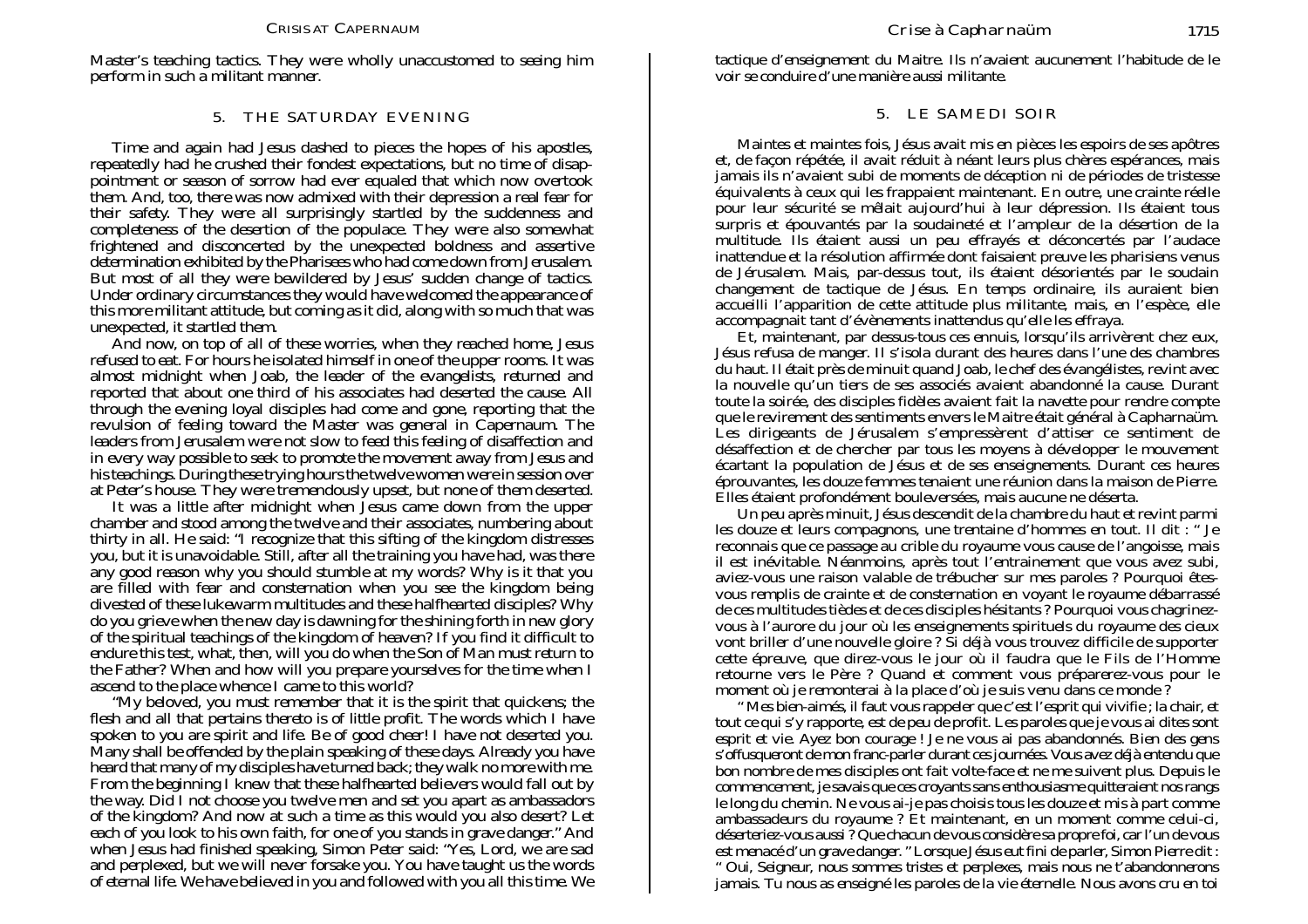Master's teaching tactics. They were wholly unaccustomed to seeing him perform in such a militant manner.

## 5. THE SATURDAY EVENING

Time and again had Jesus dashed to pieces the hopes of his apostles, repeatedly had he crushed their fondest expectations, but no time of disappointment or season of sorrow had ever equaled that which now overtook them. And, too, there was now admixed with their depression a real fear for their safety. They were all surprisingly startled by the suddenness and completeness of the desertion of the populace. They were also somewhat frightened and disconcerted by the unexpected boldness and assertive determination exhibited by the Pharisees who had come down from Jerusalem. But most of all they were bewildered by Jesus' sudden change of tactics. Under ordinary circumstances they would have welcomed the appearance of this more militant attitude, but coming as it did, along with so much that was unexpected, it startled them.

And now, on top of all of these worries, when they reached home, Jesus refused to eat. For hours he isolated himself in one of the upper rooms. It was almost midnight when Joab, the leader of the evangelists, returned and reported that about one third of his associates had deserted the cause. All through the evening loyal disciples had come and gone, reporting that the revulsion of feeling toward the Master was general in Capernaum. The leaders from Jerusalem were not slow to feed this feeling of disaffection and in every way possible to seek to promote the movement away from Jesus and his teachings. During these trying hours the twelve women were in session over at Peter's house. They were tremendously upset, but none of them deserted.

It was a little after midnight when Jesus came down from the upper chamber and stood among the twelve and their associates, numbering about thirty in all. He said: "I recognize that this sifting of the kingdom distresses you, but it is unavoidable. Still, after all the training you have had, was there any good reason why you should stumble at my words? Why is it that you are filled with fear and consternation when you see the kingdom being divested of these lukewarm multitudes and these halfhearted disciples? Why do you grieve when the new day is dawning for the shining forth in new glory of the spiritual teachings of the kingdom of heaven? If you find it difficult to endure this test, what, then, will you do when the Son of Man must return to the Father? When and how will you prepare yourselves for the time when I ascend to the place whence I came to this world?

"My beloved, you must remember that it is the spirit that quickens; the flesh and all that pertains thereto is of little profit. The words which I have spoken to you are spirit and life. Be of good cheer! I have not deserted you. Many shall be offended by the plain speaking of these days. Already you have heard that many of my disciples have turned back; they walk no more with me. From the beginning I knew that these halfhearted believers would fall out by the way. Did I not choose you twelve men and set you apart as ambassadors of the kingdom? And now at such a time as this would you also desert? Let each of you look to his own faith, for one of you stands in grave danger." And when Jesus had finished speaking, Simon Peter said: "Yes, Lord, we are sad and perplexed, but we will never forsake you. You have taught us the words of eternal life. We have believed in you and followed with you all this time. We

tactique d'enseignement du Maitre. Ils n'avaient aucunement l'habitude de le voir se conduire d'une manière aussi militante.

## 5. LE SAMEDI SOIR

Maintes et maintes fois, Jésus avait mis en pièces les espoirs de ses apôtres et, de façon répétée, il avait réduit à néant leurs plus chères espérances, mais jamais ils n'avaient subi de moments de déception ni de périodes de tristesse équivalents à ceux qui les frappaient maintenant. En outre, une crainte réelle pour leur sécurité se mêlait aujourd'hui à leur dépression. Ils étaient tous surpris et épouvantés par la soudaineté et l'ampleur de la désertion de la multitude. Ils étaient aussi un peu effrayés et déconcertés par l'audace inattendue et la résolution affirmée dont faisaient preuve les pharisiens venus de Jérusalem. Mais, par-dessus tout, ils étaient désorientés par le soudain changement de tactique de Jésus. En temps ordinaire, ils auraient bien accueilli l'apparition de cette attitude plus militante, mais, en l'espèce, elle accompagnait tant d'évènements inattendus qu'elle les effraya.

Et, maintenant, par dessus-tous ces ennuis, lorsqu'ils arrivèrent chez eux, Jésus refusa de manger. Il s'isola durant des heures dans l'une des chambres du haut. Il était près de minuit quand Joab, le chef des évangélistes, revint avec la nouvelle qu'un tiers de ses associés avait abandonné la cause. Durant toute la soirée, des disciples fidèles avaient fait la navette pour rendre compte que le revirement des sentiments envers le Maitre était général à Capharnaüm. Les dirigeants de Jérusalem s'empressèrent d'attiser ce sentiment de désaffection et de chercher par tous les moyens à développer le mouvement écartant la population de Jésus et de ses enseignements. Durant ces heures éprouvantes, les douze femmes tenaient une réunion dans la maison de Pierre. Elles étaient profondément bouleversées, mais aucune ne déserta.

Un peu après minuit, Jésus descendit de la chambre du haut et revint parmi les douze et leurs compagnons, une trentaine d'hommes en tout. Il dit : " Je reconnais que ce passage au crible du royaume vous cause de l'angoisse, mais il est inévitable. Néanmoins, après tout l'entrainement que vous avez subi, aviez-vous une raison valable de trébucher sur mes paroles ? Pourquoi êtes-vous remplis de crainte et de consternation en voyant le royaume débarrassé de ces multitudes tièdes et de ces disciples hésitants ? Pourquoi vous chagrinez-vous à l'aurore du jour où les enseignements spirituels du royaume des cieux vont briller d'une nouvelle gloire ? Si déjà vous trouvez difficile de supporter cette épreuve, que direz-vous le jour où il faudra que le Fils de l'Homme retourne vers le Père ? Quand et comment vous préparerez-vous pour le moment où je remonterai à la place d'où je suis venu dans ce monde ?

" Mes bien-aimés, il faut vous rappeler que c'est l'esprit qui vivifie ; la chair, et tout ce qui s'y rapporte, est de peu de profit. Les paroles que je vous ai dites sont esprit et vie. Ayez bon courage ! Je ne vous ai pas abandonnés. Bien des gens s'offusqueront de mon franc-parler durant ces journées. Vous avez déjà entendu que bon nombre de mes disciples ont fait volte-face et ne me suivent plus. Depuis le commencement, je savais que ces croyants sans enthousiasme quitteraient nos rangs le long du chemin. Ne vous ai-je pas choisis tous les douze et mis à part comme ambassadeurs du royaume ? Et maintenant, en un moment comme celui-ci, déserteriez-vous aussi ? Que chacun de vous considère sa propre foi, car l'un de vous est menacé d'un grave danger. " Lorsque Jésus eut fini de parler, Simon Pierre dit : " Oui, Seigneur, nous sommes tristes et perplexes, mais nous ne t'abandonnerons jamais. Tu nous as enseigné les paroles de la vie éternelle. Nous avons cru en toi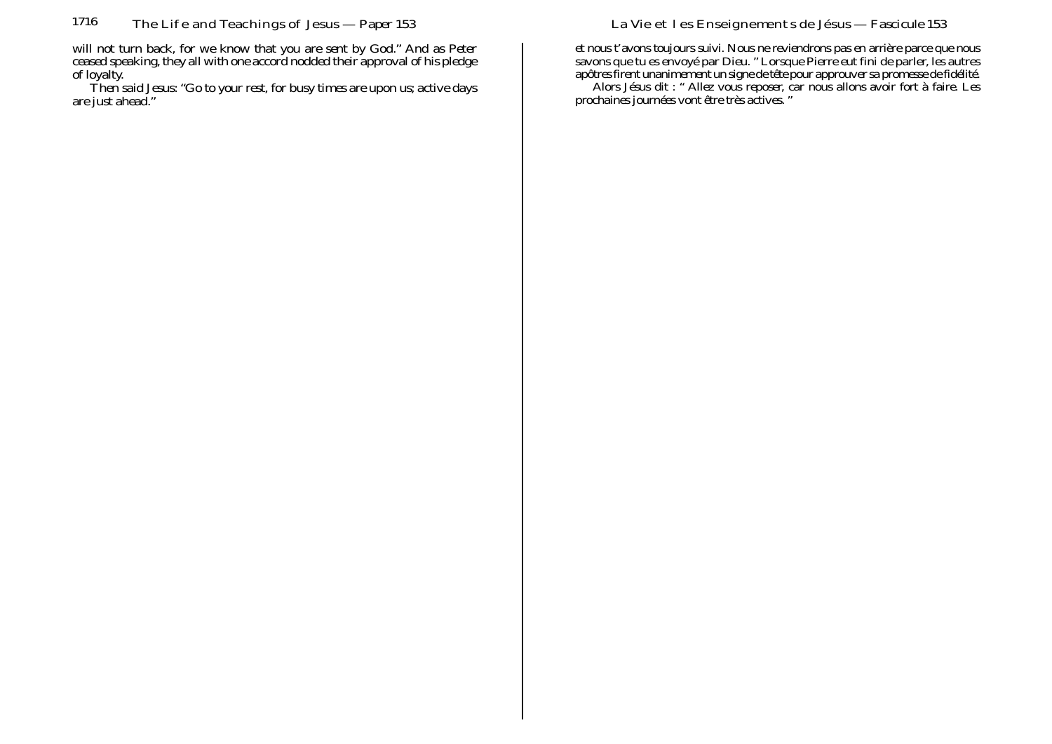will not turn back, for we know that you are sent by God." And as Peter ceased speaking, they all with one accord nodded their approval of his pledge of loyalty.

Then said Jesus: "Go to your rest, for busy times are upon us; active days are just ahead."

et nous t'avons toujours suivi. Nous ne reviendrons pas en arrière parce que nous savons que tu es envoyé par Dieu. " Lorsque Pierre eut fini de parler, les autres apôtres firent unanimement un signe de tête pour approuver sa promesse de fidélité.

Alors Jésus dit : " Allez vous reposer, car nous allons avoir fort à faire. Les prochaines journées vont être très actives. "